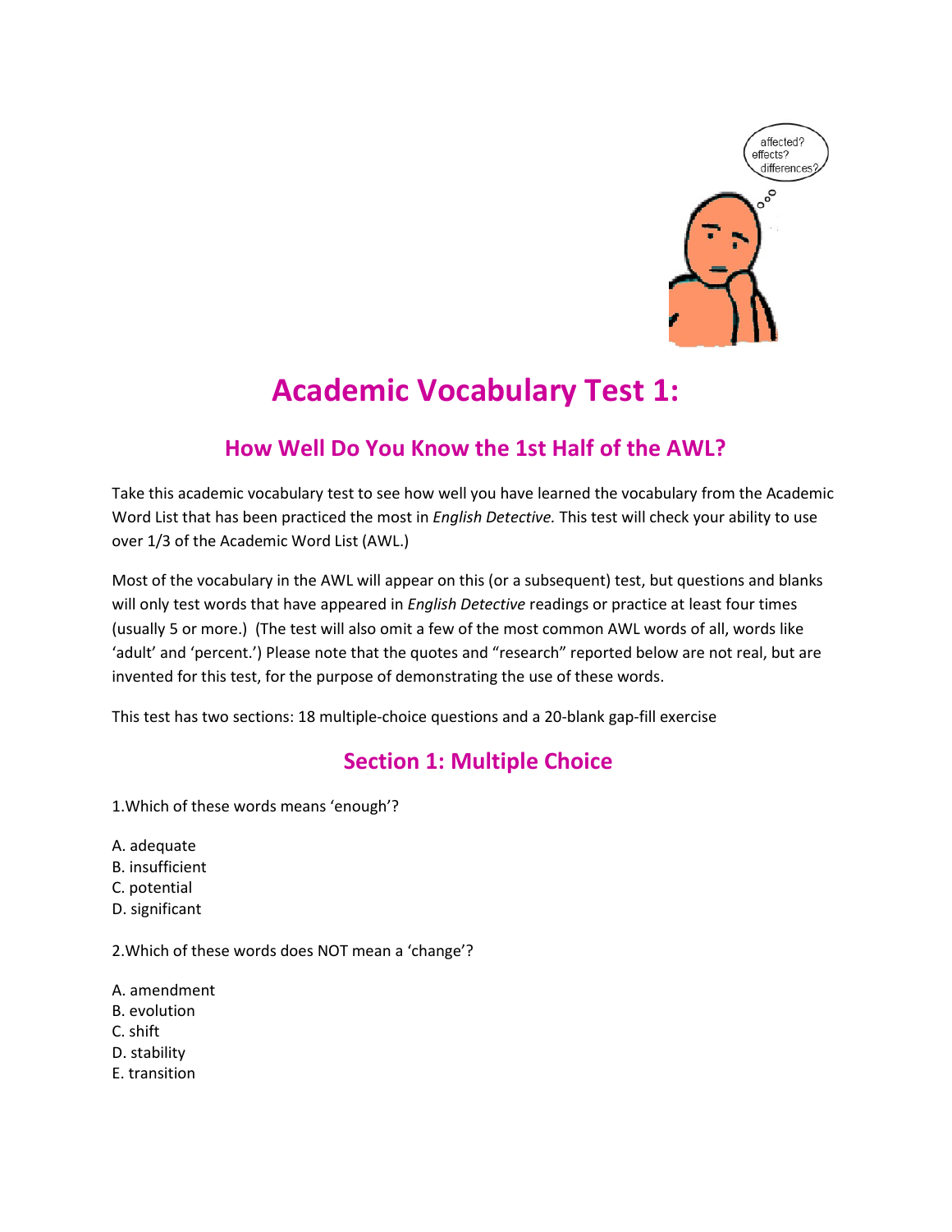# Academic Vocabulary Test 1:

## How Well Do You Know the 1st Half of the AWL?

Take this academic vocabulary test to see how well you have learned the vocabulary from the Academic Word List that has been practiced the most in *English Detective.* This test will check your ability to use over 1/3 of the Academic Word List (AWL.)

Most of the vocabulary in the AWL will appear on this (or a subsequent) test, but questions and blanks will only test words that have appeared in *English Detective* readings or practice at least four times (usually 5 or more.) (The test will also omit a few of the most common AWL words of all, words like 'adult' and 'percent.') Please note that the quotes and "research" reported below are not real, but are invented for this test, for the purpose of demonstrating the use of these words.

This test has two sections: 18 multiple-choice questions and a 20-blank gap-fill exercise

## Section 1: Multiple Choice

1.Which of these words means 'enough'?

A. adequate
B. insufficient
C. potential
D. significant

2.Which of these words does NOT mean a 'change'?

A. amendment
B. evolution
C. shift
D. stability
E. transition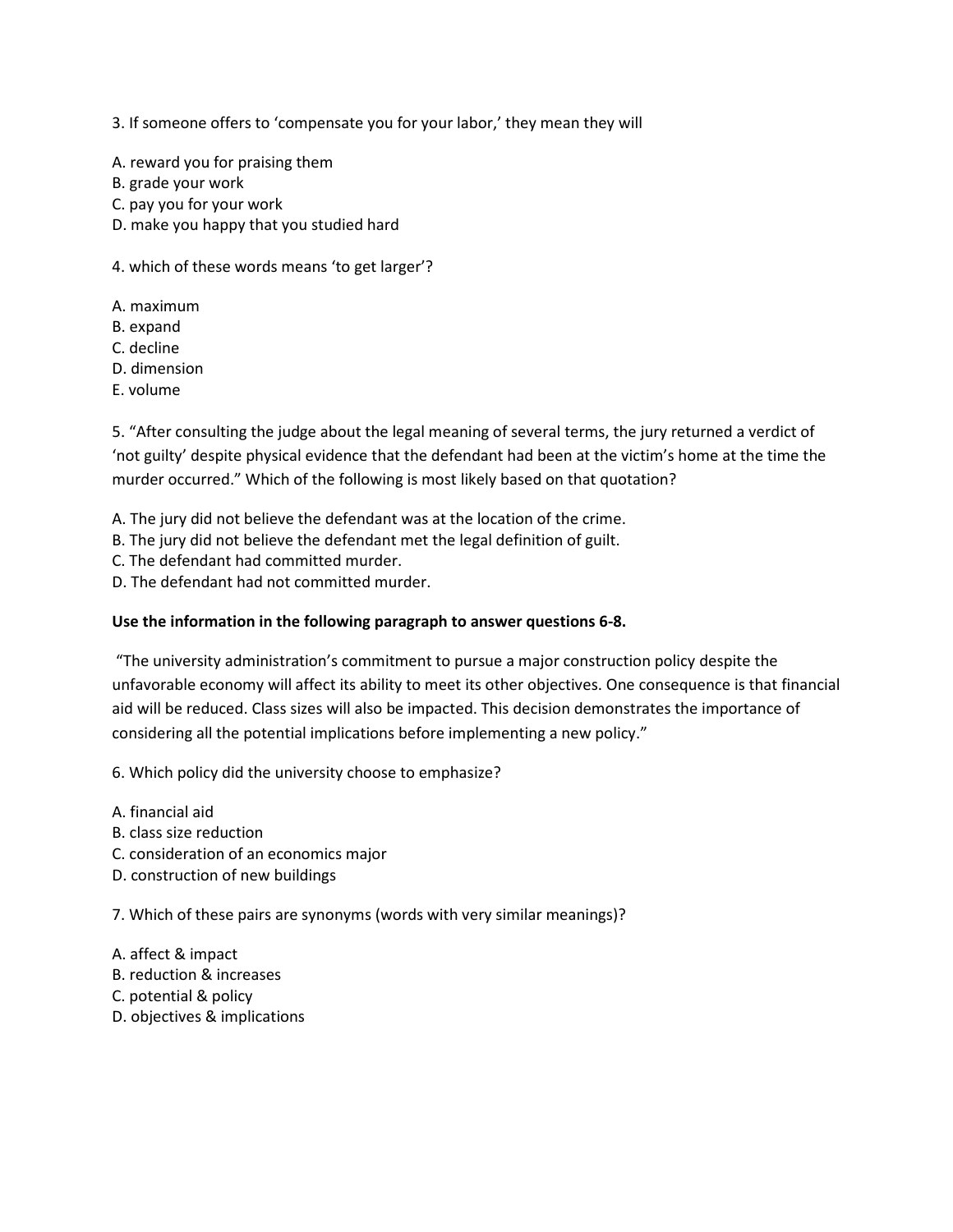3. If someone offers to ‘compensate you for your labor,’ they mean they will

A. reward you for praising them
B. grade your work
C. pay you for your work
D. make you happy that you studied hard

4. which of these words means ‘to get larger’?

A. maximum
B. expand
C. decline
D. dimension
E. volume

5. “After consulting the judge about the legal meaning of several terms, the jury returned a verdict of ‘not guilty’ despite physical evidence that the defendant had been at the victim’s home at the time the murder occurred.” Which of the following is most likely based on that quotation?

A. The jury did not believe the defendant was at the location of the crime.
B. The jury did not believe the defendant met the legal definition of guilt.
C. The defendant had committed murder.
D. The defendant had not committed murder.

**Use the information in the following paragraph to answer questions 6-8.**

“The university administration’s commitment to pursue a major construction policy despite the unfavorable economy will affect its ability to meet its other objectives. One consequence is that financial aid will be reduced. Class sizes will also be impacted. This decision demonstrates the importance of considering all the potential implications before implementing a new policy.”

6. Which policy did the university choose to emphasize?

A. financial aid
B. class size reduction
C. consideration of an economics major
D. construction of new buildings

7. Which of these pairs are synonyms (words with very similar meanings)?

A. affect & impact
B. reduction & increases
C. potential & policy
D. objectives & implications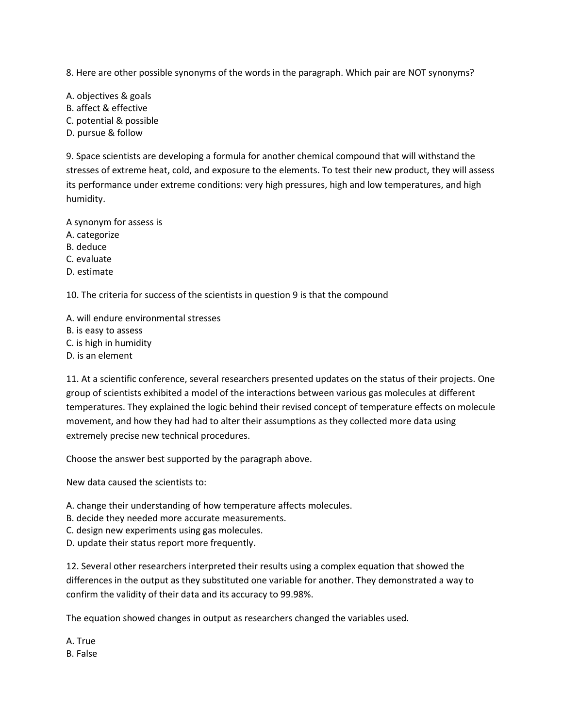8. Here are other possible synonyms of the words in the paragraph. Which pair are NOT synonyms?

A. objectives & goals
B. affect & effective
C. potential & possible
D. pursue & follow

9. Space scientists are developing a formula for another chemical compound that will withstand the stresses of extreme heat, cold, and exposure to the elements. To test their new product, they will assess its performance under extreme conditions: very high pressures, high and low temperatures, and high humidity.

A synonym for assess is
A. categorize
B. deduce
C. evaluate
D. estimate

10. The criteria for success of the scientists in question 9 is that the compound

A. will endure environmental stresses
B. is easy to assess
C. is high in humidity
D. is an element

11. At a scientific conference, several researchers presented updates on the status of their projects. One group of scientists exhibited a model of the interactions between various gas molecules at different temperatures. They explained the logic behind their revised concept of temperature effects on molecule movement, and how they had had to alter their assumptions as they collected more data using extremely precise new technical procedures.

Choose the answer best supported by the paragraph above.

New data caused the scientists to:

A. change their understanding of how temperature affects molecules.
B. decide they needed more accurate measurements.
C. design new experiments using gas molecules.
D. update their status report more frequently.

12. Several other researchers interpreted their results using a complex equation that showed the differences in the output as they substituted one variable for another. They demonstrated a way to confirm the validity of their data and its accuracy to 99.98%.

The equation showed changes in output as researchers changed the variables used.

A. True
B. False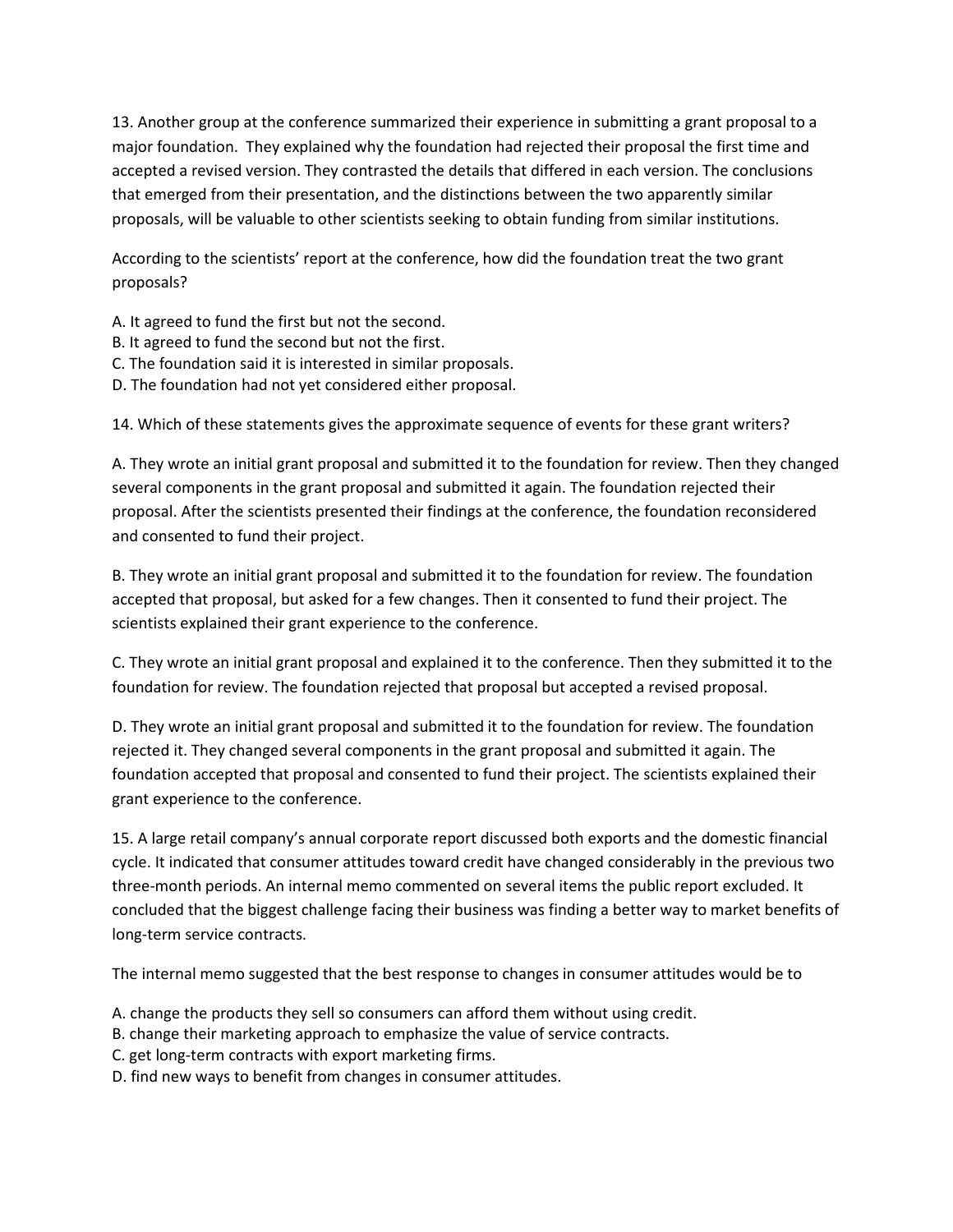13. Another group at the conference summarized their experience in submitting a grant proposal to a major foundation. They explained why the foundation had rejected their proposal the first time and accepted a revised version. They contrasted the details that differed in each version. The conclusions that emerged from their presentation, and the distinctions between the two apparently similar proposals, will be valuable to other scientists seeking to obtain funding from similar institutions.

According to the scientists' report at the conference, how did the foundation treat the two grant proposals?

A. It agreed to fund the first but not the second.
B. It agreed to fund the second but not the first.
C. The foundation said it is interested in similar proposals.
D. The foundation had not yet considered either proposal.

14. Which of these statements gives the approximate sequence of events for these grant writers?

A. They wrote an initial grant proposal and submitted it to the foundation for review. Then they changed several components in the grant proposal and submitted it again. The foundation rejected their proposal. After the scientists presented their findings at the conference, the foundation reconsidered and consented to fund their project.

B. They wrote an initial grant proposal and submitted it to the foundation for review. The foundation accepted that proposal, but asked for a few changes. Then it consented to fund their project. The scientists explained their grant experience to the conference.

C. They wrote an initial grant proposal and explained it to the conference. Then they submitted it to the foundation for review. The foundation rejected that proposal but accepted a revised proposal.

D. They wrote an initial grant proposal and submitted it to the foundation for review. The foundation rejected it. They changed several components in the grant proposal and submitted it again. The foundation accepted that proposal and consented to fund their project. The scientists explained their grant experience to the conference.

15. A large retail company's annual corporate report discussed both exports and the domestic financial cycle. It indicated that consumer attitudes toward credit have changed considerably in the previous two three-month periods. An internal memo commented on several items the public report excluded. It concluded that the biggest challenge facing their business was finding a better way to market benefits of long-term service contracts.

The internal memo suggested that the best response to changes in consumer attitudes would be to

A. change the products they sell so consumers can afford them without using credit.
B. change their marketing approach to emphasize the value of service contracts.
C. get long-term contracts with export marketing firms.
D. find new ways to benefit from changes in consumer attitudes.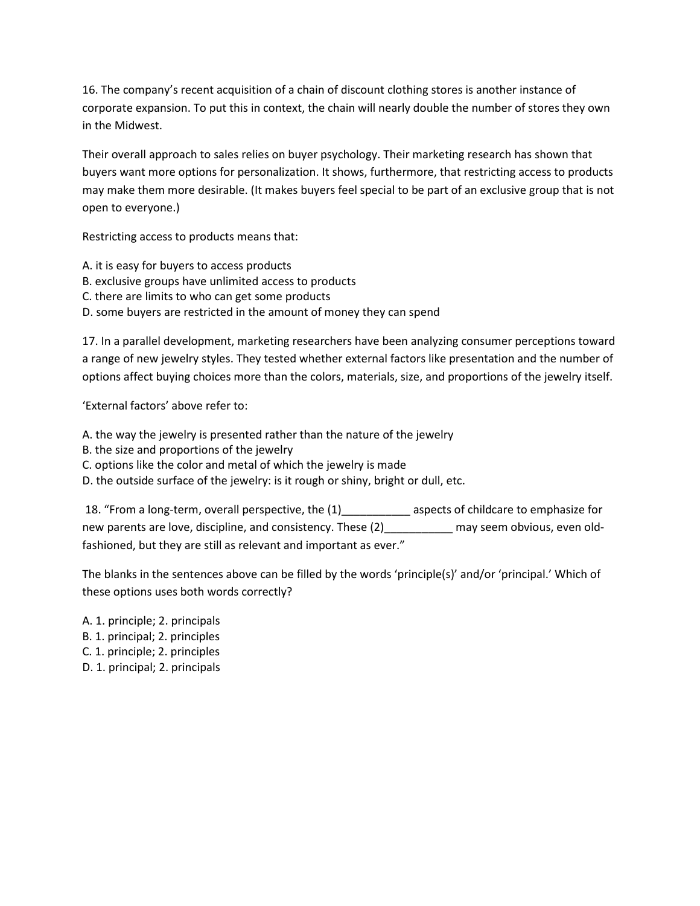16. The company's recent acquisition of a chain of discount clothing stores is another instance of corporate expansion. To put this in context, the chain will nearly double the number of stores they own in the Midwest.

Their overall approach to sales relies on buyer psychology. Their marketing research has shown that buyers want more options for personalization. It shows, furthermore, that restricting access to products may make them more desirable. (It makes buyers feel special to be part of an exclusive group that is not open to everyone.)

Restricting access to products means that:

A. it is easy for buyers to access products
B. exclusive groups have unlimited access to products
C. there are limits to who can get some products
D. some buyers are restricted in the amount of money they can spend

17. In a parallel development, marketing researchers have been analyzing consumer perceptions toward a range of new jewelry styles. They tested whether external factors like presentation and the number of options affect buying choices more than the colors, materials, size, and proportions of the jewelry itself.

'External factors' above refer to:

A. the way the jewelry is presented rather than the nature of the jewelry
B. the size and proportions of the jewelry
C. options like the color and metal of which the jewelry is made
D. the outside surface of the jewelry: is it rough or shiny, bright or dull, etc.

18. "From a long-term, overall perspective, the (1)___________ aspects of childcare to emphasize for new parents are love, discipline, and consistency. These (2)___________ may seem obvious, even old-fashioned, but they are still as relevant and important as ever."

The blanks in the sentences above can be filled by the words 'principle(s)' and/or 'principal.' Which of these options uses both words correctly?

A. 1. principle; 2. principals
B. 1. principal; 2. principles
C. 1. principle; 2. principles
D. 1. principal; 2. principals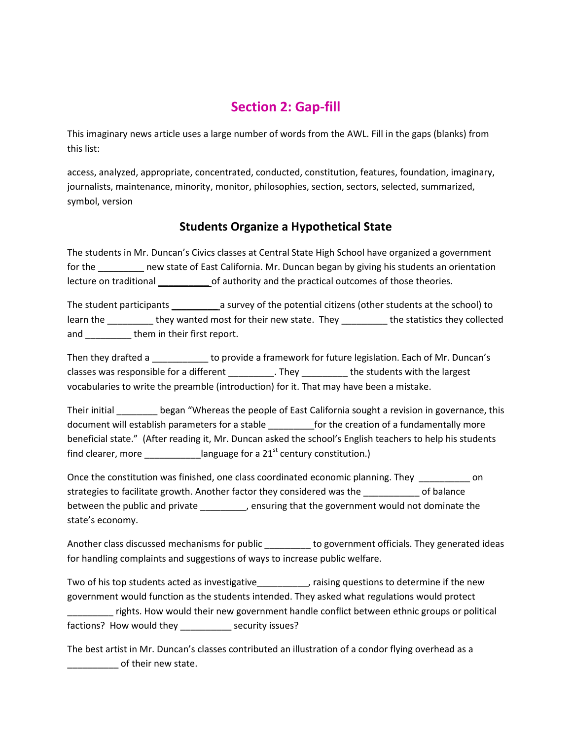## Section 2: Gap-fill

This imaginary news article uses a large number of words from the AWL. Fill in the gaps (blanks) from this list:

access, analyzed, appropriate, concentrated, conducted, constitution, features, foundation, imaginary, journalists, maintenance, minority, monitor, philosophies, section, sectors, selected, summarized, symbol, version

### Students Organize a Hypothetical State

The students in Mr. Duncan's Civics classes at Central State High School have organized a government for the _________ new state of East California. Mr. Duncan began by giving his students an orientation lecture on traditional __________of authority and the practical outcomes of those theories.

The student participants _________a survey of the potential citizens (other students at the school) to learn the _________ they wanted most for their new state. They _________ the statistics they collected and _________ them in their first report.

Then they drafted a ___________ to provide a framework for future legislation. Each of Mr. Duncan's classes was responsible for a different _________. They _________ the students with the largest vocabularies to write the preamble (introduction) for it. That may have been a mistake.

Their initial ________ began "Whereas the people of East California sought a revision in governance, this document will establish parameters for a stable _________for the creation of a fundamentally more beneficial state." (After reading it, Mr. Duncan asked the school's English teachers to help his students find clearer, more ___________language for a 21st century constitution.)

Once the constitution was finished, one class coordinated economic planning. They __________ on strategies to facilitate growth. Another factor they considered was the ___________ of balance between the public and private _________, ensuring that the government would not dominate the state's economy.

Another class discussed mechanisms for public _________ to government officials. They generated ideas for handling complaints and suggestions of ways to increase public welfare.

Two of his top students acted as investigative__________, raising questions to determine if the new government would function as the students intended. They asked what regulations would protect _________ rights. How would their new government handle conflict between ethnic groups or political factions? How would they __________ security issues?

The best artist in Mr. Duncan's classes contributed an illustration of a condor flying overhead as a __________ of their new state.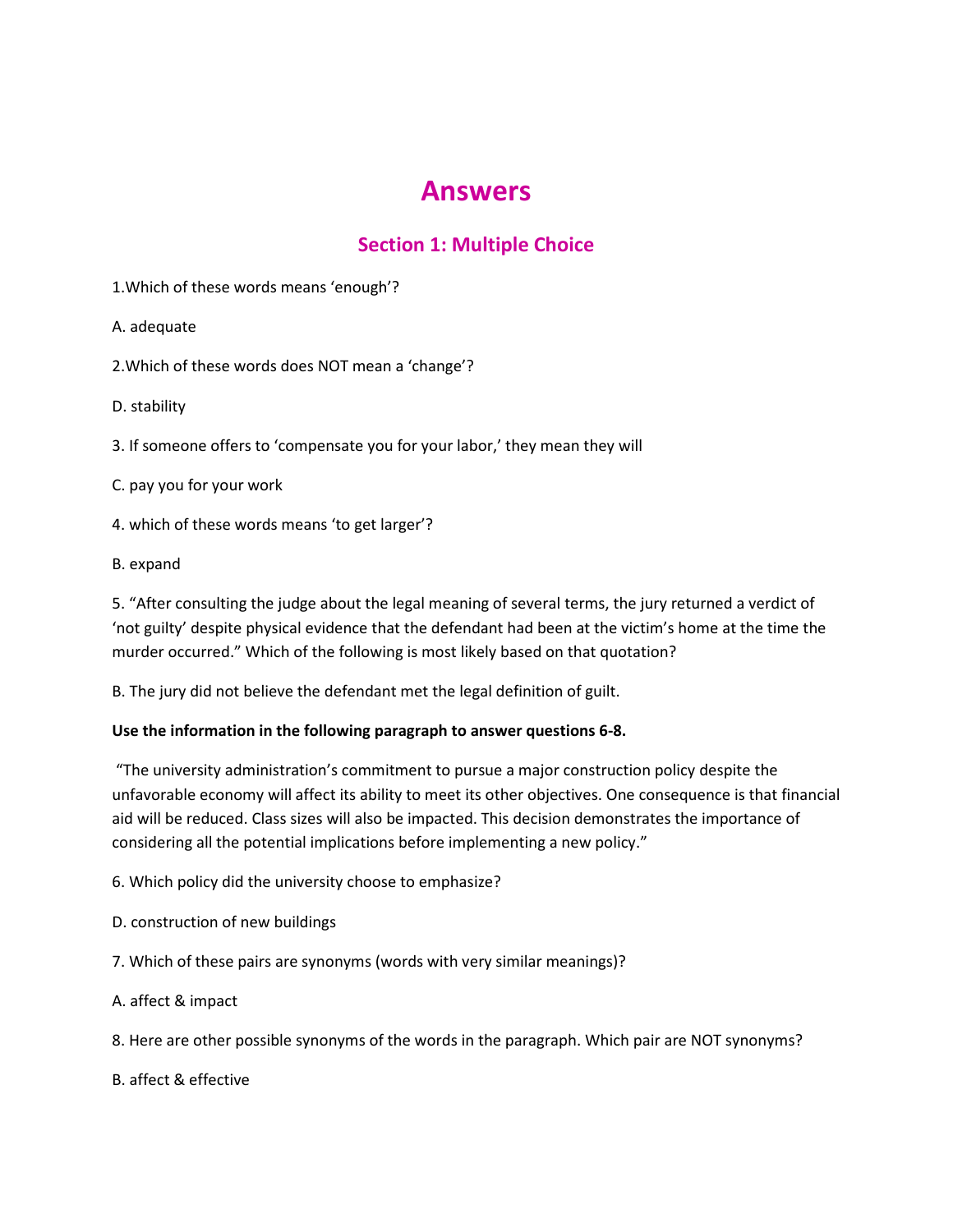# Answers

## Section 1: Multiple Choice

1.Which of these words means 'enough'?

A. adequate

2.Which of these words does NOT mean a 'change'?

D. stability

3. If someone offers to 'compensate you for your labor,' they mean they will

C. pay you for your work

4. which of these words means 'to get larger'?

B. expand

5. "After consulting the judge about the legal meaning of several terms, the jury returned a verdict of 'not guilty' despite physical evidence that the defendant had been at the victim's home at the time the murder occurred." Which of the following is most likely based on that quotation?

B. The jury did not believe the defendant met the legal definition of guilt.

**Use the information in the following paragraph to answer questions 6-8.**

"The university administration's commitment to pursue a major construction policy despite the unfavorable economy will affect its ability to meet its other objectives. One consequence is that financial aid will be reduced. Class sizes will also be impacted. This decision demonstrates the importance of considering all the potential implications before implementing a new policy."

6. Which policy did the university choose to emphasize?

D. construction of new buildings

7. Which of these pairs are synonyms (words with very similar meanings)?

A. affect & impact

8. Here are other possible synonyms of the words in the paragraph. Which pair are NOT synonyms?

B. affect & effective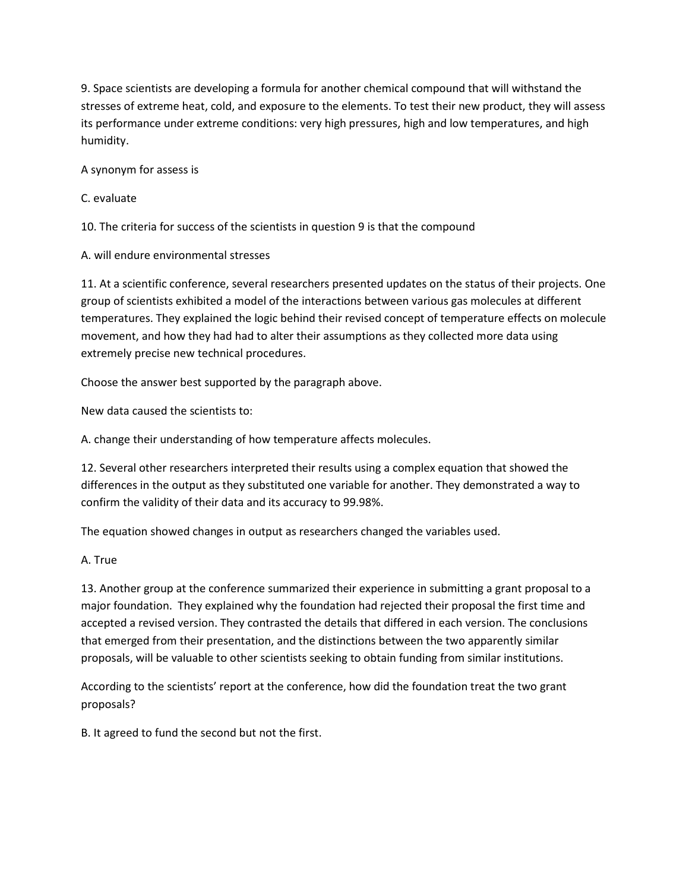9. Space scientists are developing a formula for another chemical compound that will withstand the stresses of extreme heat, cold, and exposure to the elements. To test their new product, they will assess its performance under extreme conditions: very high pressures, high and low temperatures, and high humidity.

A synonym for assess is

C. evaluate

10. The criteria for success of the scientists in question 9 is that the compound

A. will endure environmental stresses

11. At a scientific conference, several researchers presented updates on the status of their projects. One group of scientists exhibited a model of the interactions between various gas molecules at different temperatures. They explained the logic behind their revised concept of temperature effects on molecule movement, and how they had had to alter their assumptions as they collected more data using extremely precise new technical procedures.

Choose the answer best supported by the paragraph above.

New data caused the scientists to:

A. change their understanding of how temperature affects molecules.

12. Several other researchers interpreted their results using a complex equation that showed the differences in the output as they substituted one variable for another. They demonstrated a way to confirm the validity of their data and its accuracy to 99.98%.

The equation showed changes in output as researchers changed the variables used.

A. True

13. Another group at the conference summarized their experience in submitting a grant proposal to a major foundation. They explained why the foundation had rejected their proposal the first time and accepted a revised version. They contrasted the details that differed in each version. The conclusions that emerged from their presentation, and the distinctions between the two apparently similar proposals, will be valuable to other scientists seeking to obtain funding from similar institutions.

According to the scientists' report at the conference, how did the foundation treat the two grant proposals?

B. It agreed to fund the second but not the first.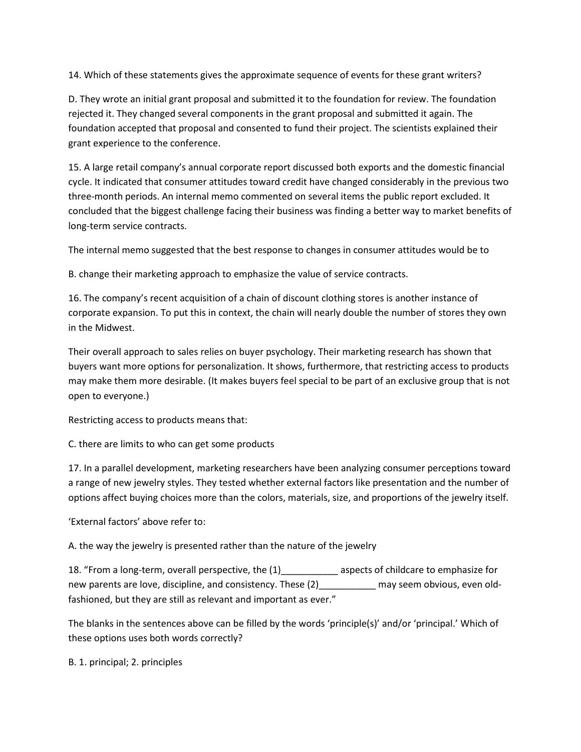14. Which of these statements gives the approximate sequence of events for these grant writers?

D. They wrote an initial grant proposal and submitted it to the foundation for review. The foundation rejected it. They changed several components in the grant proposal and submitted it again. The foundation accepted that proposal and consented to fund their project. The scientists explained their grant experience to the conference.

15. A large retail company's annual corporate report discussed both exports and the domestic financial cycle. It indicated that consumer attitudes toward credit have changed considerably in the previous two three-month periods. An internal memo commented on several items the public report excluded. It concluded that the biggest challenge facing their business was finding a better way to market benefits of long-term service contracts.

The internal memo suggested that the best response to changes in consumer attitudes would be to

B. change their marketing approach to emphasize the value of service contracts.

16. The company's recent acquisition of a chain of discount clothing stores is another instance of corporate expansion. To put this in context, the chain will nearly double the number of stores they own in the Midwest.

Their overall approach to sales relies on buyer psychology. Their marketing research has shown that buyers want more options for personalization. It shows, furthermore, that restricting access to products may make them more desirable. (It makes buyers feel special to be part of an exclusive group that is not open to everyone.)

Restricting access to products means that:

C. there are limits to who can get some products

17. In a parallel development, marketing researchers have been analyzing consumer perceptions toward a range of new jewelry styles. They tested whether external factors like presentation and the number of options affect buying choices more than the colors, materials, size, and proportions of the jewelry itself.

'External factors' above refer to:

A. the way the jewelry is presented rather than the nature of the jewelry

18. "From a long-term, overall perspective, the (1)___________ aspects of childcare to emphasize for new parents are love, discipline, and consistency. These (2)___________ may seem obvious, even old-fashioned, but they are still as relevant and important as ever."

The blanks in the sentences above can be filled by the words 'principle(s)' and/or 'principal.' Which of these options uses both words correctly?

B. 1. principal; 2. principles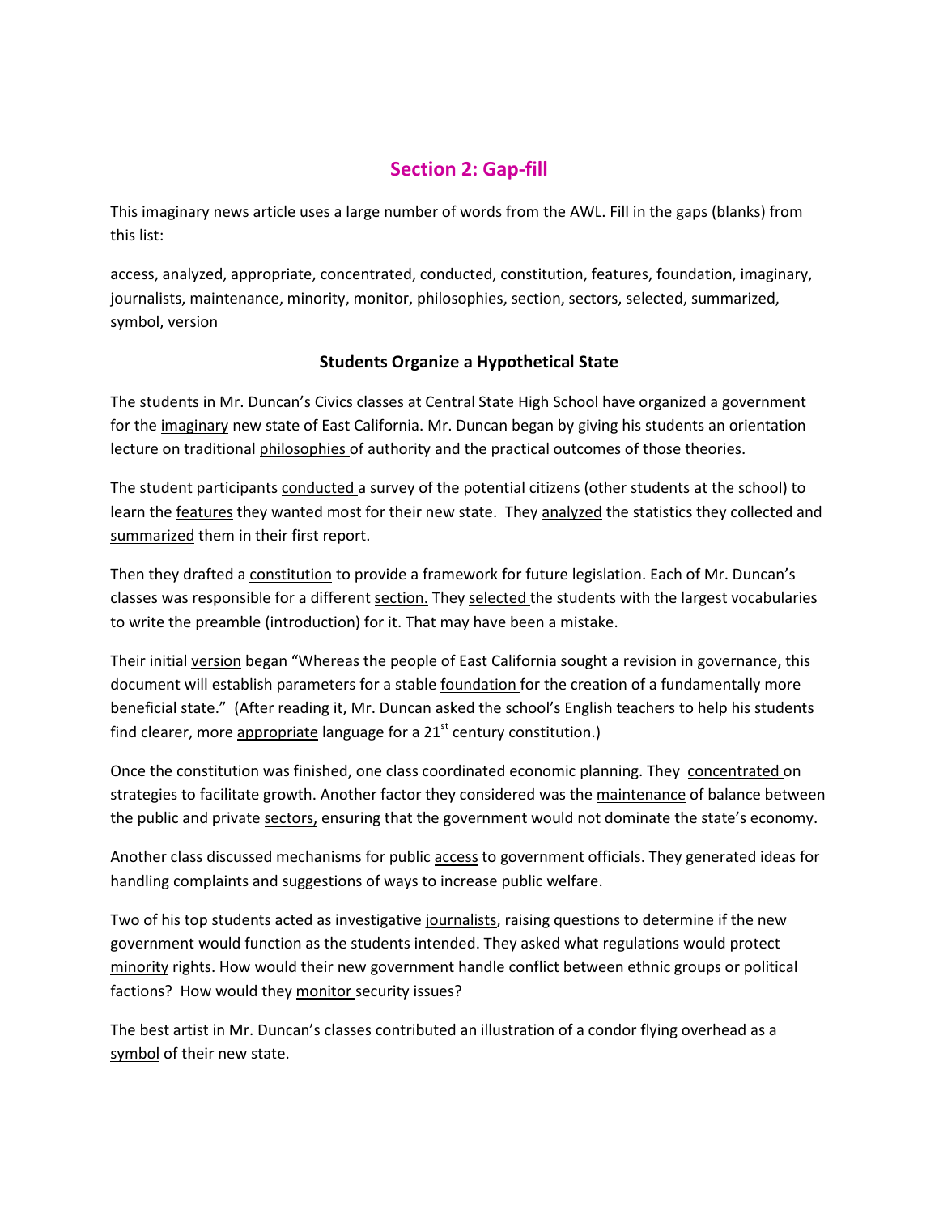## Section 2: Gap-fill

This imaginary news article uses a large number of words from the AWL. Fill in the gaps (blanks) from this list:

access, analyzed, appropriate, concentrated, conducted, constitution, features, foundation, imaginary, journalists, maintenance, minority, monitor, philosophies, section, sectors, selected, summarized, symbol, version

### Students Organize a Hypothetical State

The students in Mr. Duncan's Civics classes at Central State High School have organized a government for the <u>imaginary</u> new state of East California. Mr. Duncan began by giving his students an orientation lecture on traditional <u>philosophies</u> of authority and the practical outcomes of those theories.

The student participants <u>conducted</u> a survey of the potential citizens (other students at the school) to learn the <u>features</u> they wanted most for their new state. They <u>analyzed</u> the statistics they collected and <u>summarized</u> them in their first report.

Then they drafted a <u>constitution</u> to provide a framework for future legislation. Each of Mr. Duncan's classes was responsible for a different <u>section.</u> They <u>selected</u> the students with the largest vocabularies to write the preamble (introduction) for it. That may have been a mistake.

Their initial <u>version</u> began "Whereas the people of East California sought a revision in governance, this document will establish parameters for a stable <u>foundation</u> for the creation of a fundamentally more beneficial state." (After reading it, Mr. Duncan asked the school's English teachers to help his students find clearer, more <u>appropriate</u> language for a 21st century constitution.)

Once the constitution was finished, one class coordinated economic planning. They <u>concentrated</u> on strategies to facilitate growth. Another factor they considered was the <u>maintenance</u> of balance between the public and private <u>sectors,</u> ensuring that the government would not dominate the state's economy.

Another class discussed mechanisms for public <u>access</u> to government officials. They generated ideas for handling complaints and suggestions of ways to increase public welfare.

Two of his top students acted as investigative <u>journalists</u>, raising questions to determine if the new government would function as the students intended. They asked what regulations would protect <u>minority</u> rights. How would their new government handle conflict between ethnic groups or political factions? How would they <u>monitor</u> security issues?

The best artist in Mr. Duncan's classes contributed an illustration of a condor flying overhead as a <u>symbol</u> of their new state.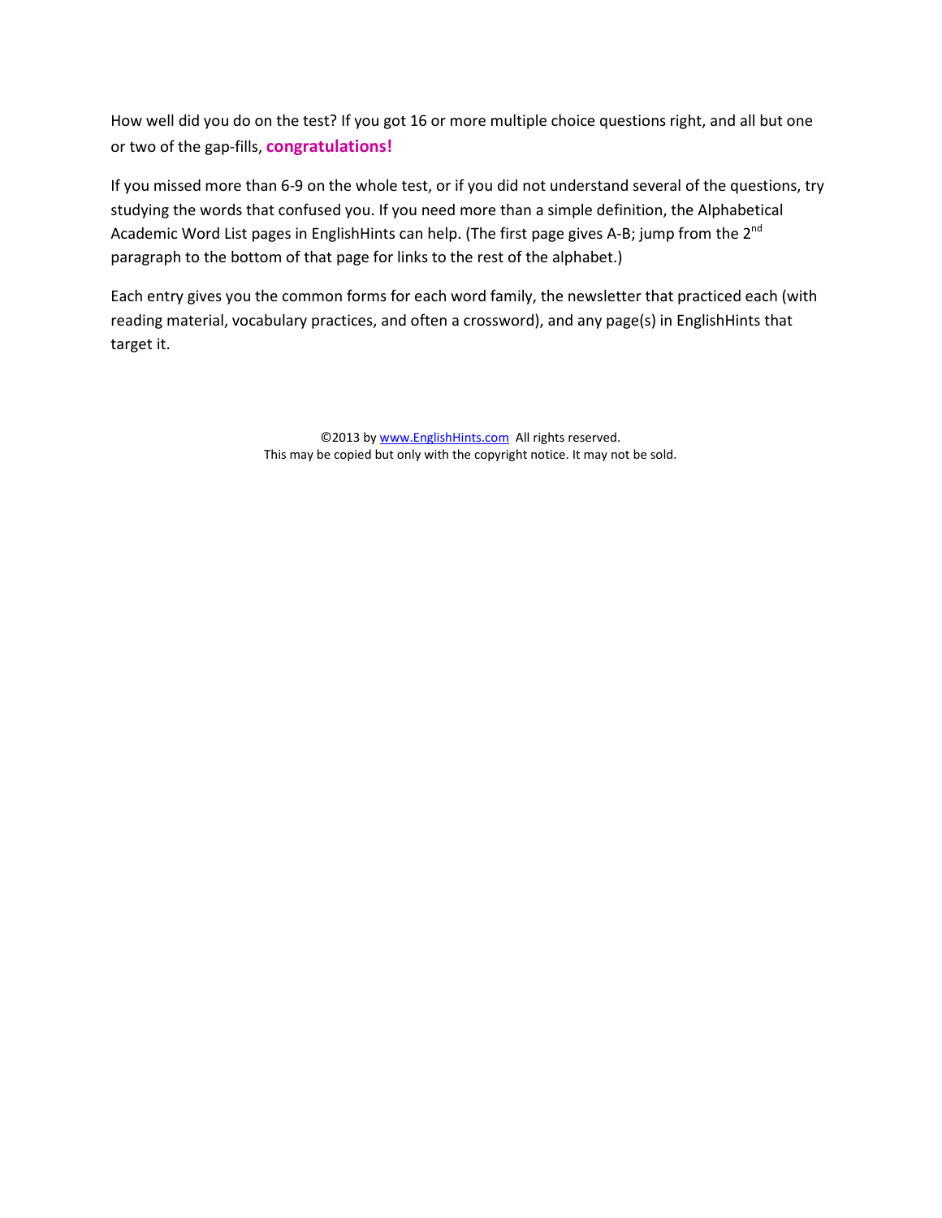How well did you do on the test? If you got 16 or more multiple choice questions right, and all but one or two of the gap-fills, **congratulations!**

If you missed more than 6-9 on the whole test, or if you did not understand several of the questions, try studying the words that confused you. If you need more than a simple definition, the Alphabetical Academic Word List pages in EnglishHints can help. (The first page gives A-B; jump from the 2nd paragraph to the bottom of that page for links to the rest of the alphabet.)

Each entry gives you the common forms for each word family, the newsletter that practiced each (with reading material, vocabulary practices, and often a crossword), and any page(s) in EnglishHints that target it.

©2013 by www.EnglishHints.com All rights reserved.
This may be copied but only with the copyright notice. It may not be sold.